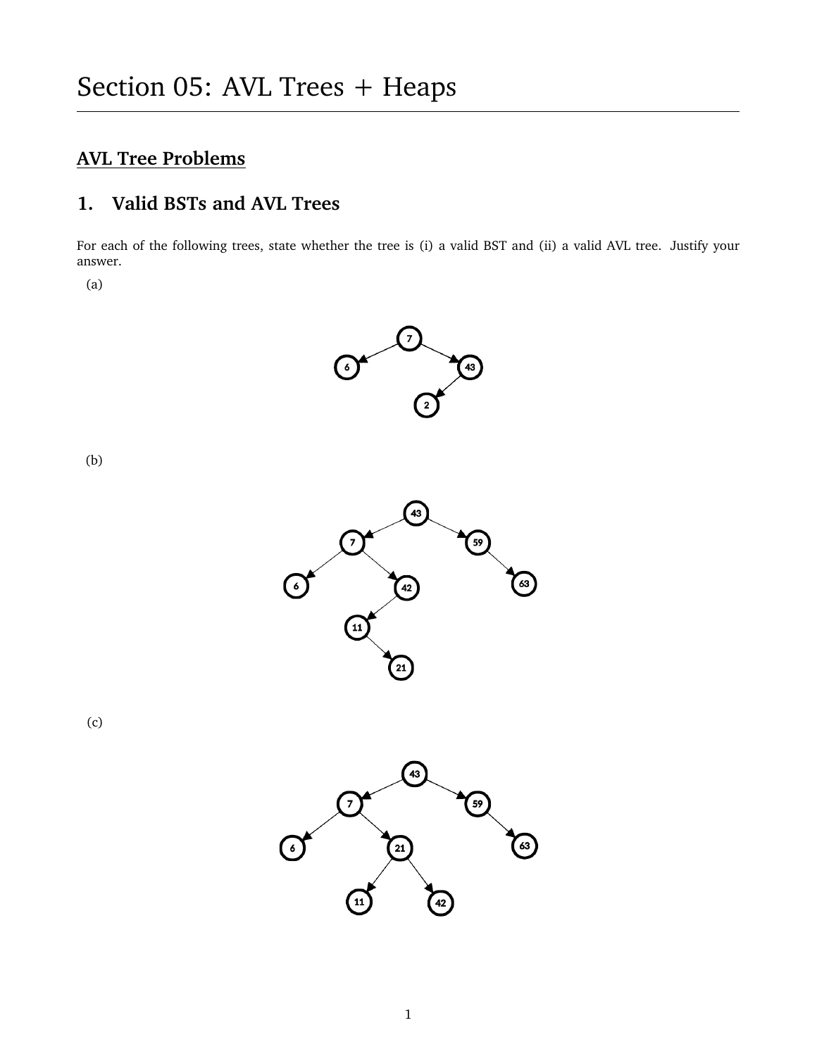# Section 05: AVL Trees + Heaps

## AVL Tree Problems

### 1. Valid BSTs and AVL Trees

For each of the following trees, state whether the tree is (i) a valid BST and (ii) a valid AVL tree. Justify your answer.

(a)

(b)

(c)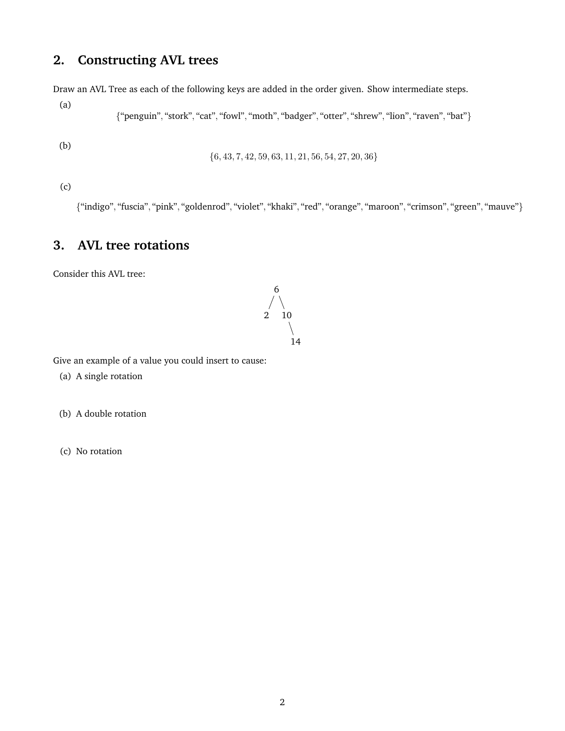## 2. Constructing AVL trees

Draw an AVL Tree as each of the following keys are added in the order given. Show intermediate steps.

(a)

{"penguin", "stork", "cat", "fowl", "moth", "badger", "otter", "shrew", "lion", "raven", "bat"}

(b)

$$\{6, 43, 7, 42, 59, 63, 11, 21, 56, 54, 27, 20, 36\}$$

(c)

{"indigo", "fuscia", "pink", "goldenrod", "violet", "khaki", "red", "orange", "maroon", "crimson", "green", "mauve"}

## 3. AVL tree rotations

Consider this AVL tree:

```
   6
  / \
 2   10
       \
        14
```

Give an example of a value you could insert to cause:

(a) A single rotation

(b) A double rotation

(c) No rotation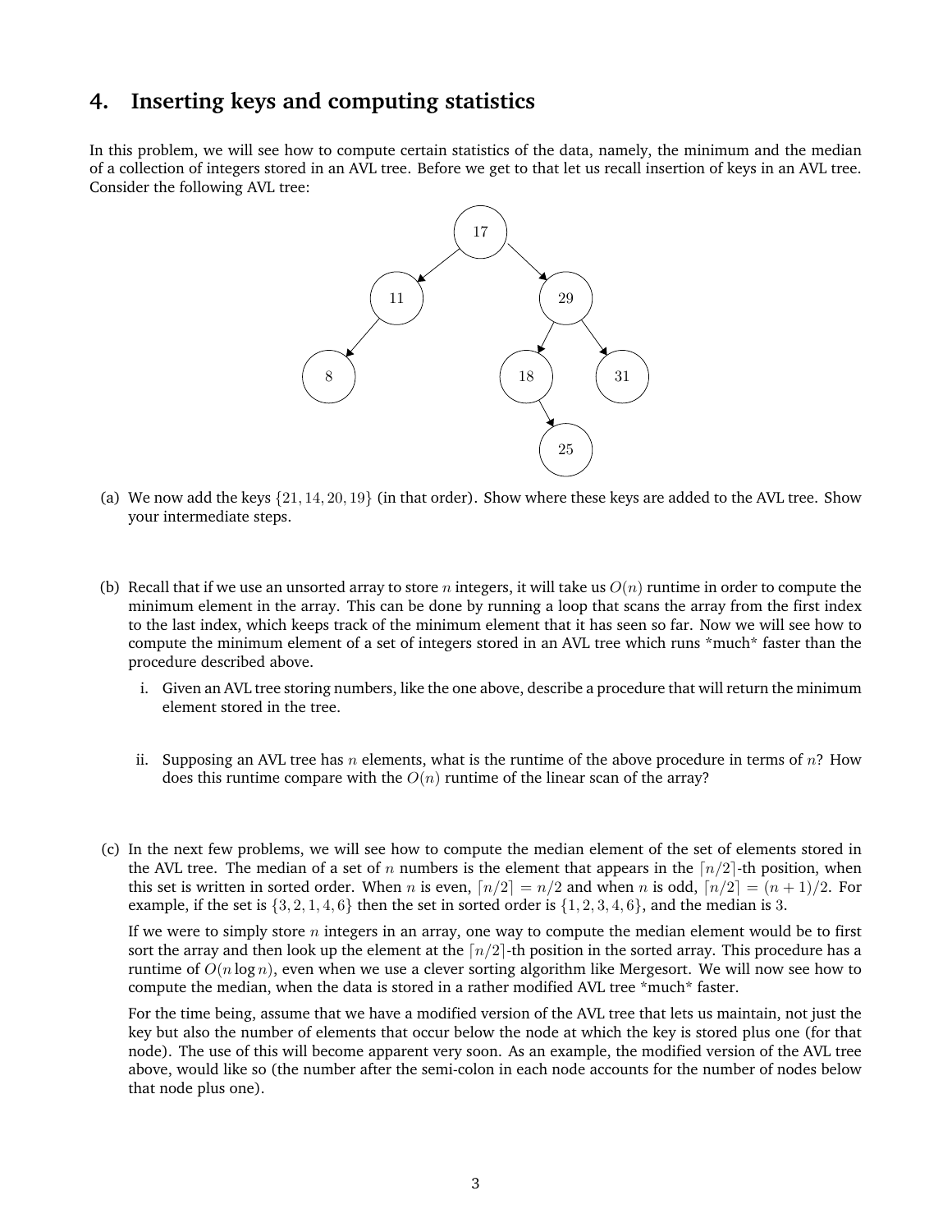## 4. Inserting keys and computing statistics

In this problem, we will see how to compute certain statistics of the data, namely, the minimum and the median of a collection of integers stored in an AVL tree. Before we get to that let us recall insertion of keys in an AVL tree. Consider the following AVL tree:

(a) We now add the keys $\{21, 14, 20, 19\}$ (in that order). Show where these keys are added to the AVL tree. Show your intermediate steps.

(b) Recall that if we use an unsorted array to store $n$ integers, it will take us $O(n)$ runtime in order to compute the minimum element in the array. This can be done by running a loop that scans the array from the first index to the last index, which keeps track of the minimum element that it has seen so far. Now we will see how to compute the minimum element of a set of integers stored in an AVL tree which runs *much* faster than the procedure described above.

   i. Given an AVL tree storing numbers, like the one above, describe a procedure that will return the minimum element stored in the tree.

   ii. Supposing an AVL tree has $n$ elements, what is the runtime of the above procedure in terms of $n$? How does this runtime compare with the $O(n)$ runtime of the linear scan of the array?

(c) In the next few problems, we will see how to compute the median element of the set of elements stored in the AVL tree. The median of a set of $n$ numbers is the element that appears in the $\lceil n/2 \rceil$-th position, when this set is written in sorted order. When $n$ is even, $\lceil n/2 \rceil = n/2$ and when $n$ is odd, $\lceil n/2 \rceil = (n + 1)/2$. For example, if the set is $\{3, 2, 1, 4, 6\}$ then the set in sorted order is $\{1, 2, 3, 4, 6\}$, and the median is $3$.

   If we were to simply store $n$ integers in an array, one way to compute the median element would be to first sort the array and then look up the element at the $\lceil n/2 \rceil$-th position in the sorted array. This procedure has a runtime of $O(n \log n)$, even when we use a clever sorting algorithm like Mergesort. We will now see how to compute the median, when the data is stored in a rather modified AVL tree *much* faster.

   For the time being, assume that we have a modified version of the AVL tree that lets us maintain, not just the key but also the number of elements that occur below the node at which the key is stored plus one (for that node). The use of this will become apparent very soon. As an example, the modified version of the AVL tree above, would like so (the number after the semi-colon in each node accounts for the number of nodes below that node plus one).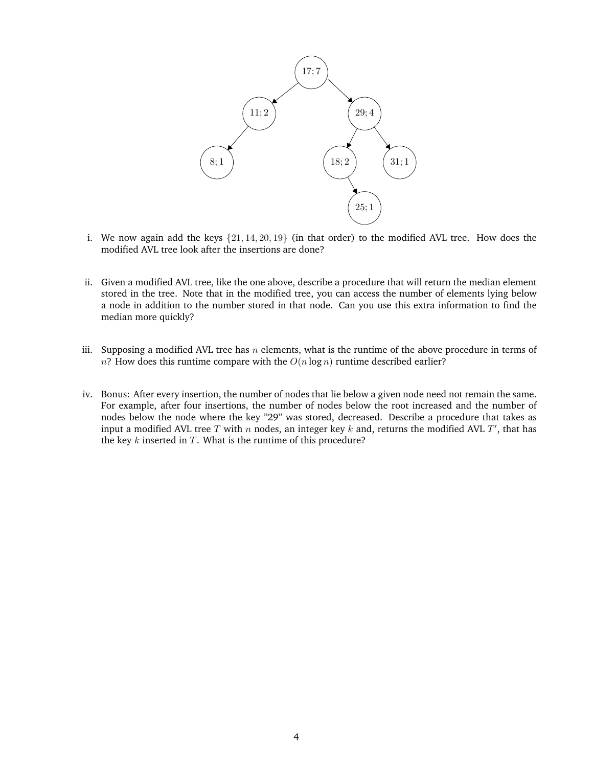i. We now again add the keys $\{21, 14, 20, 19\}$ (in that order) to the modified AVL tree. How does the modified AVL tree look after the insertions are done?

ii. Given a modified AVL tree, like the one above, describe a procedure that will return the median element stored in the tree. Note that in the modified tree, you can access the number of elements lying below a node in addition to the number stored in that node. Can you use this extra information to find the median more quickly?

iii. Supposing a modified AVL tree has $n$ elements, what is the runtime of the above procedure in terms of $n$? How does this runtime compare with the $O(n \log n)$ runtime described earlier?

iv. Bonus: After every insertion, the number of nodes that lie below a given node need not remain the same. For example, after four insertions, the number of nodes below the root increased and the number of nodes below the node where the key "29" was stored, decreased. Describe a procedure that takes as input a modified AVL tree $T$ with $n$ nodes, an integer key $k$ and, returns the modified AVL $T'$, that has the key $k$ inserted in $T$. What is the runtime of this procedure?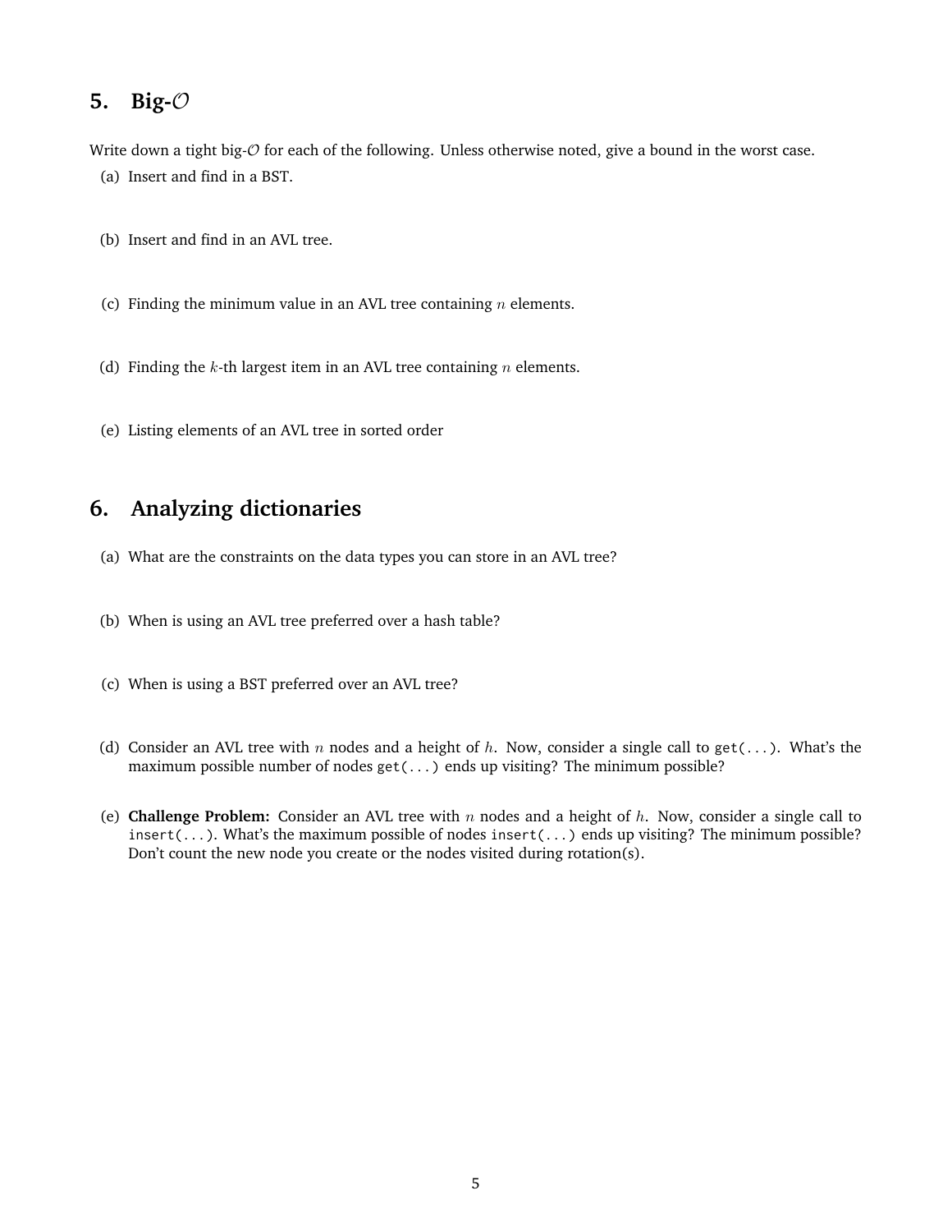## 5. Big-$\mathcal{O}$

Write down a tight big-$\mathcal{O}$ for each of the following. Unless otherwise noted, give a bound in the worst case.

(a) Insert and find in a BST.

(b) Insert and find in an AVL tree.

(c) Finding the minimum value in an AVL tree containing $n$ elements.

(d) Finding the $k$-th largest item in an AVL tree containing $n$ elements.

(e) Listing elements of an AVL tree in sorted order

## 6. Analyzing dictionaries

(a) What are the constraints on the data types you can store in an AVL tree?

(b) When is using an AVL tree preferred over a hash table?

(c) When is using a BST preferred over an AVL tree?

(d) Consider an AVL tree with $n$ nodes and a height of $h$. Now, consider a single call to `get(...)`. What's the maximum possible number of nodes `get(...)` ends up visiting? The minimum possible?

(e) **Challenge Problem:** Consider an AVL tree with $n$ nodes and a height of $h$. Now, consider a single call to `insert(...)`. What's the maximum possible of nodes `insert(...)` ends up visiting? The minimum possible? Don't count the new node you create or the nodes visited during rotation(s).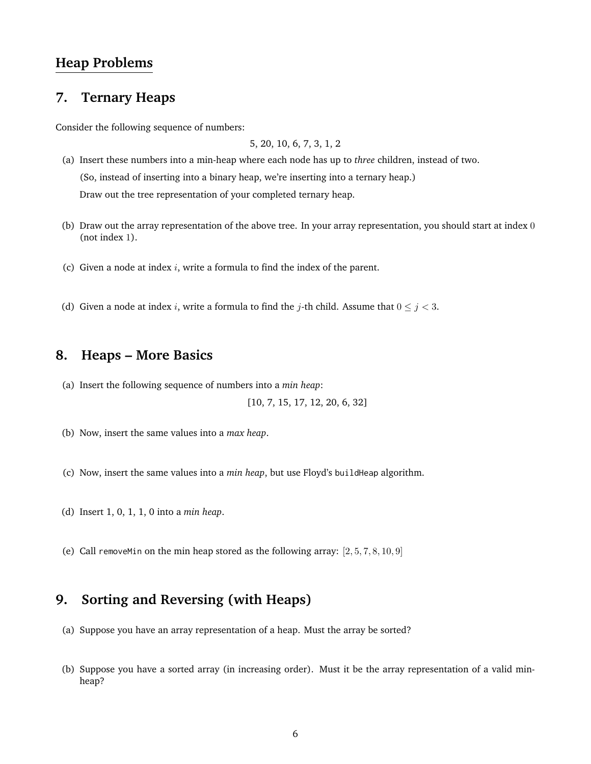## Heap Problems

## 7. Ternary Heaps

Consider the following sequence of numbers:

5, 20, 10, 6, 7, 3, 1, 2

(a) Insert these numbers into a min-heap where each node has up to *three* children, instead of two.

(So, instead of inserting into a binary heap, we're inserting into a ternary heap.)

Draw out the tree representation of your completed ternary heap.

(b) Draw out the array representation of the above tree. In your array representation, you should start at index $0$ (not index $1$).

(c) Given a node at index $i$, write a formula to find the index of the parent.

(d) Given a node at index $i$, write a formula to find the $j$-th child. Assume that $0 \leq j < 3$.

## 8. Heaps – More Basics

(a) Insert the following sequence of numbers into a *min heap*:

[10, 7, 15, 17, 12, 20, 6, 32]

(b) Now, insert the same values into a *max heap*.

(c) Now, insert the same values into a *min heap*, but use Floyd's `buildHeap` algorithm.

(d) Insert 1, 0, 1, 1, 0 into a *min heap*.

(e) Call `removeMin` on the min heap stored as the following array: $[2, 5, 7, 8, 10, 9]$

## 9. Sorting and Reversing (with Heaps)

(a) Suppose you have an array representation of a heap. Must the array be sorted?

(b) Suppose you have a sorted array (in increasing order). Must it be the array representation of a valid min-heap?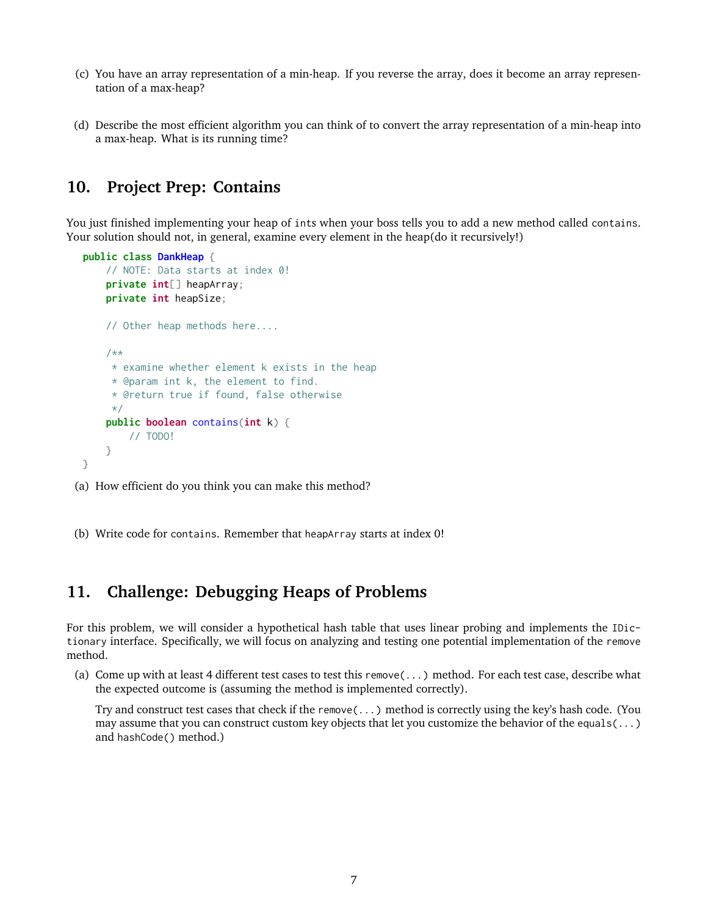(c) You have an array representation of a min-heap. If you reverse the array, does it become an array representation of a max-heap?

(d) Describe the most efficient algorithm you can think of to convert the array representation of a min-heap into a max-heap. What is its running time?

## 10. Project Prep: Contains

You just finished implementing your heap of `int`s when your boss tells you to add a new method called `contains`. Your solution should not, in general, examine every element in the heap(do it recursively!)

```java
public class DankHeap {
    // NOTE: Data starts at index 0!
    private int[] heapArray;
    private int heapSize;

    // Other heap methods here....

    /**
     * examine whether element k exists in the heap
     * @param int k, the element to find.
     * @return true if found, false otherwise
     */
    public boolean contains(int k) {
        // TODO!
    }
}
```

(a) How efficient do you think you can make this method?

(b) Write code for `contains`. Remember that `heapArray` starts at index 0!

## 11. Challenge: Debugging Heaps of Problems

For this problem, we will consider a hypothetical hash table that uses linear probing and implements the `IDictionary` interface. Specifically, we will focus on analyzing and testing one potential implementation of the `remove` method.

(a) Come up with at least 4 different test cases to test this `remove(...)` method. For each test case, describe what the expected outcome is (assuming the method is implemented correctly).

Try and construct test cases that check if the `remove(...)` method is correctly using the key's hash code. (You may assume that you can construct custom key objects that let you customize the behavior of the `equals(...)` and `hashCode()` method.)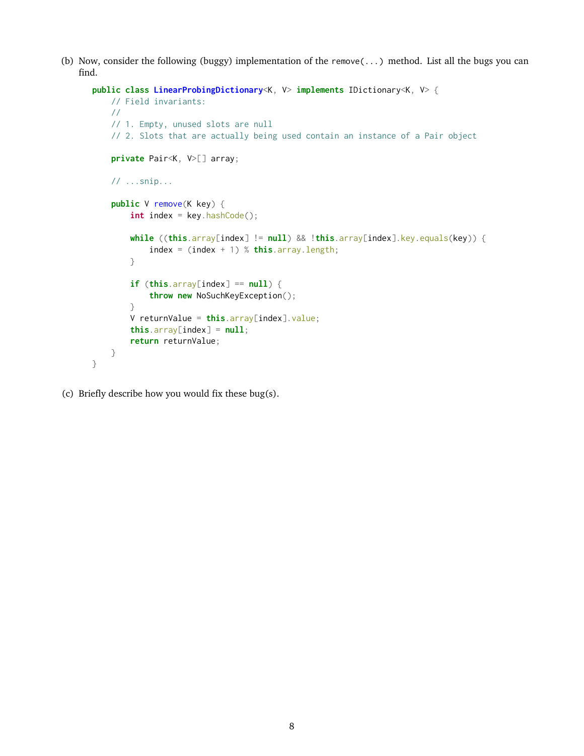(b) Now, consider the following (buggy) implementation of the `remove(...)` method. List all the bugs you can find.

```
public class LinearProbingDictionary<K, V> implements IDictionary<K, V> {
    // Field invariants:
    //
    // 1. Empty, unused slots are null
    // 2. Slots that are actually being used contain an instance of a Pair object

    private Pair<K, V>[] array;

    // ...snip...

    public V remove(K key) {
        int index = key.hashCode();

        while ((this.array[index] != null) && !this.array[index].key.equals(key)) {
            index = (index + 1) % this.array.length;
        }

        if (this.array[index] == null) {
            throw new NoSuchKeyException();
        }
        V returnValue = this.array[index].value;
        this.array[index] = null;
        return returnValue;
    }
}
```

(c) Briefly describe how you would fix these bug(s).